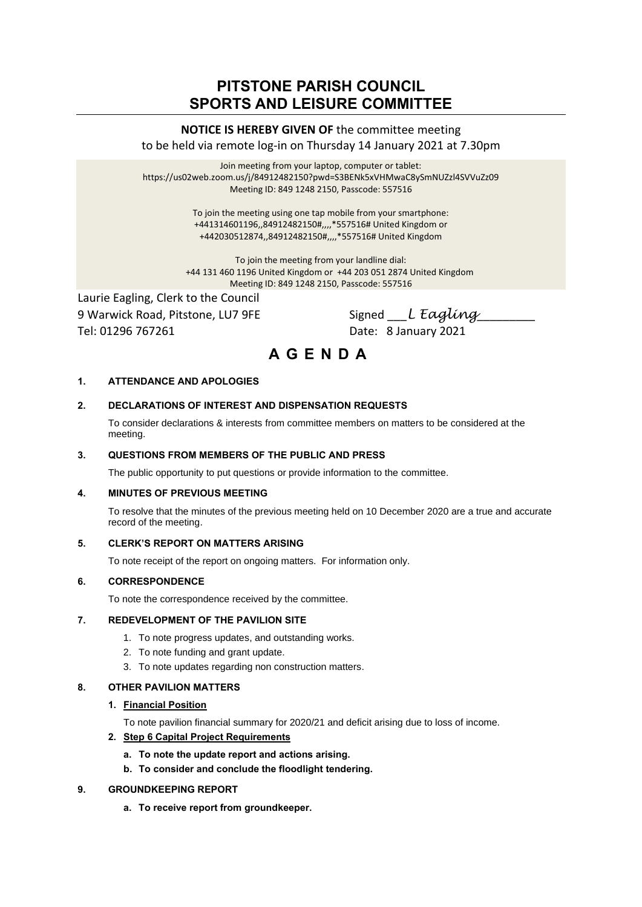# PITSTONE PARISH COUNCIL
# SPORTS AND LEISURE COMMITTEE

**NOTICE IS HEREBY GIVEN OF** the committee meeting to be held via remote log-in on Thursday 14 January 2021 at 7.30pm

Join meeting from your laptop, computer or tablet:
https://us02web.zoom.us/j/84912482150?pwd=S3BENk5xVHMwaC8ySmNUZzl4SVVuZz09
Meeting ID: 849 1248 2150, Passcode: 557516

To join the meeting using one tap mobile from your smartphone:
+441314601196,,84912482150#,,,,*557516# United Kingdom or
+442030512874,,84912482150#,,,,*557516# United Kingdom

To join the meeting from your landline dial:
+44 131 460 1196 United Kingdom or +44 203 051 2874 United Kingdom
Meeting ID: 849 1248 2150, Passcode: 557516

Laurie Eagling, Clerk to the Council
9 Warwick Road, Pitstone, LU7 9FE
Tel: 01296 767261

Signed ___*L Eagling*________
Date: 8 January 2021

# A G E N D A

**1. ATTENDANCE AND APOLOGIES**

**2. DECLARATIONS OF INTEREST AND DISPENSATION REQUESTS**

To consider declarations & interests from committee members on matters to be considered at the meeting.

**3. QUESTIONS FROM MEMBERS OF THE PUBLIC AND PRESS**

The public opportunity to put questions or provide information to the committee.

**4. MINUTES OF PREVIOUS MEETING**

To resolve that the minutes of the previous meeting held on 10 December 2020 are a true and accurate record of the meeting.

**5. CLERK'S REPORT ON MATTERS ARISING**

To note receipt of the report on ongoing matters. For information only.

**6. CORRESPONDENCE**

To note the correspondence received by the committee.

**7. REDEVELOPMENT OF THE PAVILION SITE**

1. To note progress updates, and outstanding works.
2. To note funding and grant update.
3. To note updates regarding non construction matters.

**8. OTHER PAVILION MATTERS**

1. **Financial Position**

   To note pavilion financial summary for 2020/21 and deficit arising due to loss of income.

2. **Step 6 Capital Project Requirements**

   a. **To note the update report and actions arising.**
   b. **To consider and conclude the floodlight tendering.**

**9. GROUNDKEEPING REPORT**

a. **To receive report from groundkeeper.**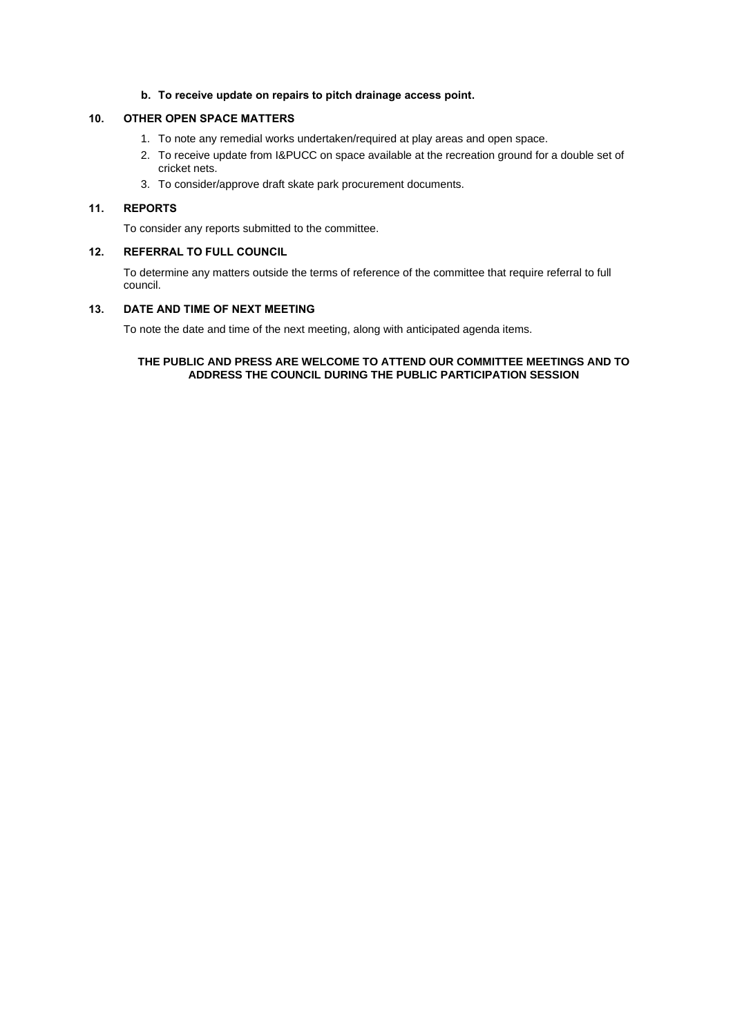**b. To receive update on repairs to pitch drainage access point.**

## 10. OTHER OPEN SPACE MATTERS

1. To note any remedial works undertaken/required at play areas and open space.
2. To receive update from I&PUCC on space available at the recreation ground for a double set of cricket nets.
3. To consider/approve draft skate park procurement documents.

## 11. REPORTS

To consider any reports submitted to the committee.

## 12. REFERRAL TO FULL COUNCIL

To determine any matters outside the terms of reference of the committee that require referral to full council.

## 13. DATE AND TIME OF NEXT MEETING

To note the date and time of the next meeting, along with anticipated agenda items.

**THE PUBLIC AND PRESS ARE WELCOME TO ATTEND OUR COMMITTEE MEETINGS AND TO ADDRESS THE COUNCIL DURING THE PUBLIC PARTICIPATION SESSION**